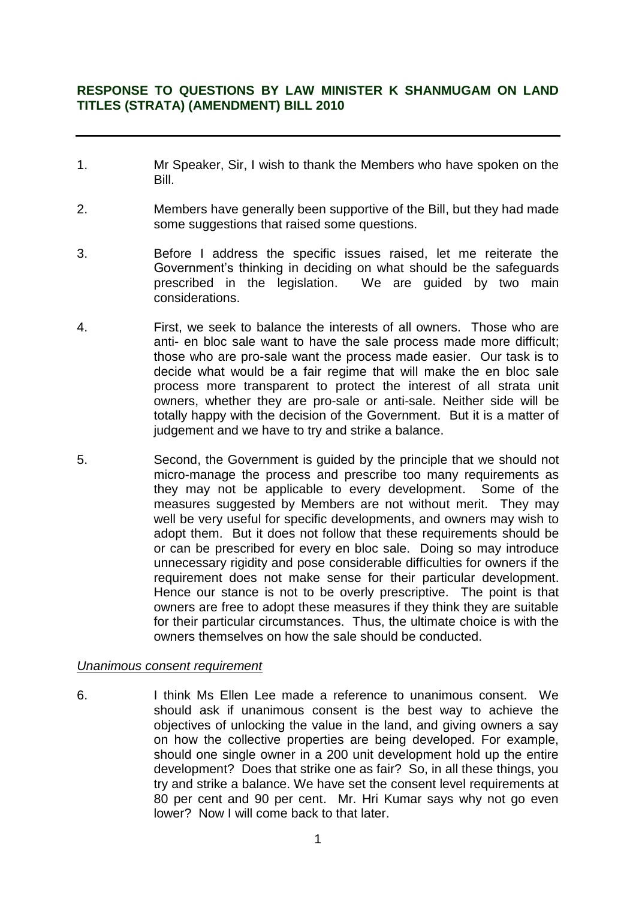## **RESPONSE TO QUESTIONS BY LAW MINISTER K SHANMUGAM ON LAND TITLES (STRATA) (AMENDMENT) BILL 2010**

1. Mr Speaker, Sir, I wish to thank the Members who have spoken on the Bill.

2. Members have generally been supportive of the Bill, but they had made some suggestions that raised some questions.

3. Before I address the specific issues raised, let me reiterate the Government's thinking in deciding on what should be the safeguards prescribed in the legislation. We are guided by two main considerations.

4. First, we seek to balance the interests of all owners. Those who are anti- en bloc sale want to have the sale process made more difficult; those who are pro-sale want the process made easier. Our task is to decide what would be a fair regime that will make the en bloc sale process more transparent to protect the interest of all strata unit owners, whether they are pro-sale or anti-sale. Neither side will be totally happy with the decision of the Government. But it is a matter of judgement and we have to try and strike a balance.

5. Second, the Government is guided by the principle that we should not micro-manage the process and prescribe too many requirements as they may not be applicable to every development. Some of the measures suggested by Members are not without merit. They may well be very useful for specific developments, and owners may wish to adopt them. But it does not follow that these requirements should be or can be prescribed for every en bloc sale. Doing so may introduce unnecessary rigidity and pose considerable difficulties for owners if the requirement does not make sense for their particular development. Hence our stance is not to be overly prescriptive. The point is that owners are free to adopt these measures if they think they are suitable for their particular circumstances. Thus, the ultimate choice is with the owners themselves on how the sale should be conducted.

*Unanimous consent requirement*

6. I think Ms Ellen Lee made a reference to unanimous consent. We should ask if unanimous consent is the best way to achieve the objectives of unlocking the value in the land, and giving owners a say on how the collective properties are being developed. For example, should one single owner in a 200 unit development hold up the entire development? Does that strike one as fair? So, in all these things, you try and strike a balance. We have set the consent level requirements at 80 per cent and 90 per cent. Mr. Hri Kumar says why not go even lower? Now I will come back to that later.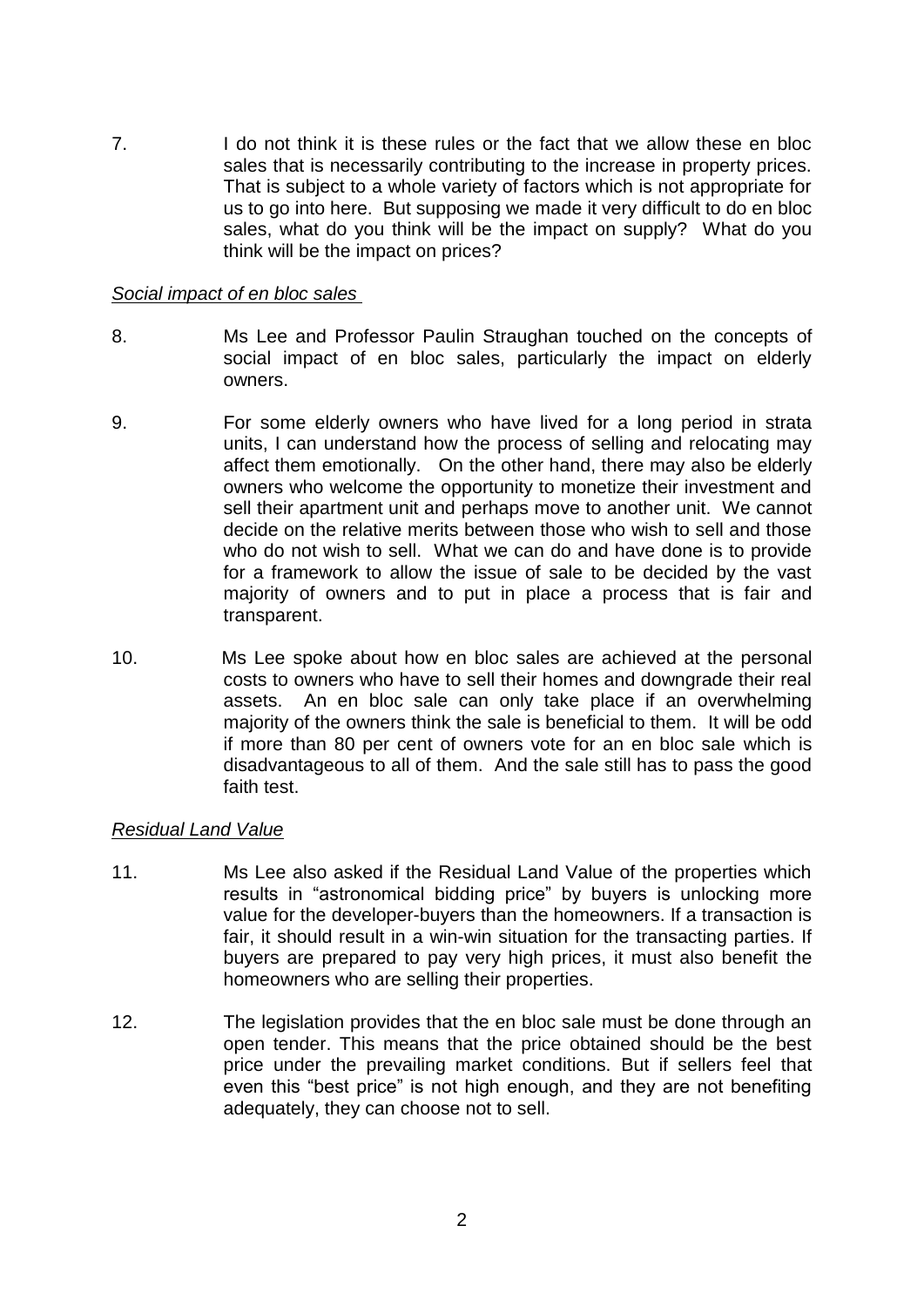7. I do not think it is these rules or the fact that we allow these en bloc sales that is necessarily contributing to the increase in property prices. That is subject to a whole variety of factors which is not appropriate for us to go into here. But supposing we made it very difficult to do en bloc sales, what do you think will be the impact on supply? What do you think will be the impact on prices?

*Social impact of en bloc sales*

8. Ms Lee and Professor Paulin Straughan touched on the concepts of social impact of en bloc sales, particularly the impact on elderly owners.

9. For some elderly owners who have lived for a long period in strata units, I can understand how the process of selling and relocating may affect them emotionally. On the other hand, there may also be elderly owners who welcome the opportunity to monetize their investment and sell their apartment unit and perhaps move to another unit. We cannot decide on the relative merits between those who wish to sell and those who do not wish to sell. What we can do and have done is to provide for a framework to allow the issue of sale to be decided by the vast majority of owners and to put in place a process that is fair and transparent.

10. Ms Lee spoke about how en bloc sales are achieved at the personal costs to owners who have to sell their homes and downgrade their real assets. An en bloc sale can only take place if an overwhelming majority of the owners think the sale is beneficial to them. It will be odd if more than 80 per cent of owners vote for an en bloc sale which is disadvantageous to all of them. And the sale still has to pass the good faith test.

*Residual Land Value*

11. Ms Lee also asked if the Residual Land Value of the properties which results in "astronomical bidding price" by buyers is unlocking more value for the developer-buyers than the homeowners. If a transaction is fair, it should result in a win-win situation for the transacting parties. If buyers are prepared to pay very high prices, it must also benefit the homeowners who are selling their properties.

12. The legislation provides that the en bloc sale must be done through an open tender. This means that the price obtained should be the best price under the prevailing market conditions. But if sellers feel that even this "best price" is not high enough, and they are not benefiting adequately, they can choose not to sell.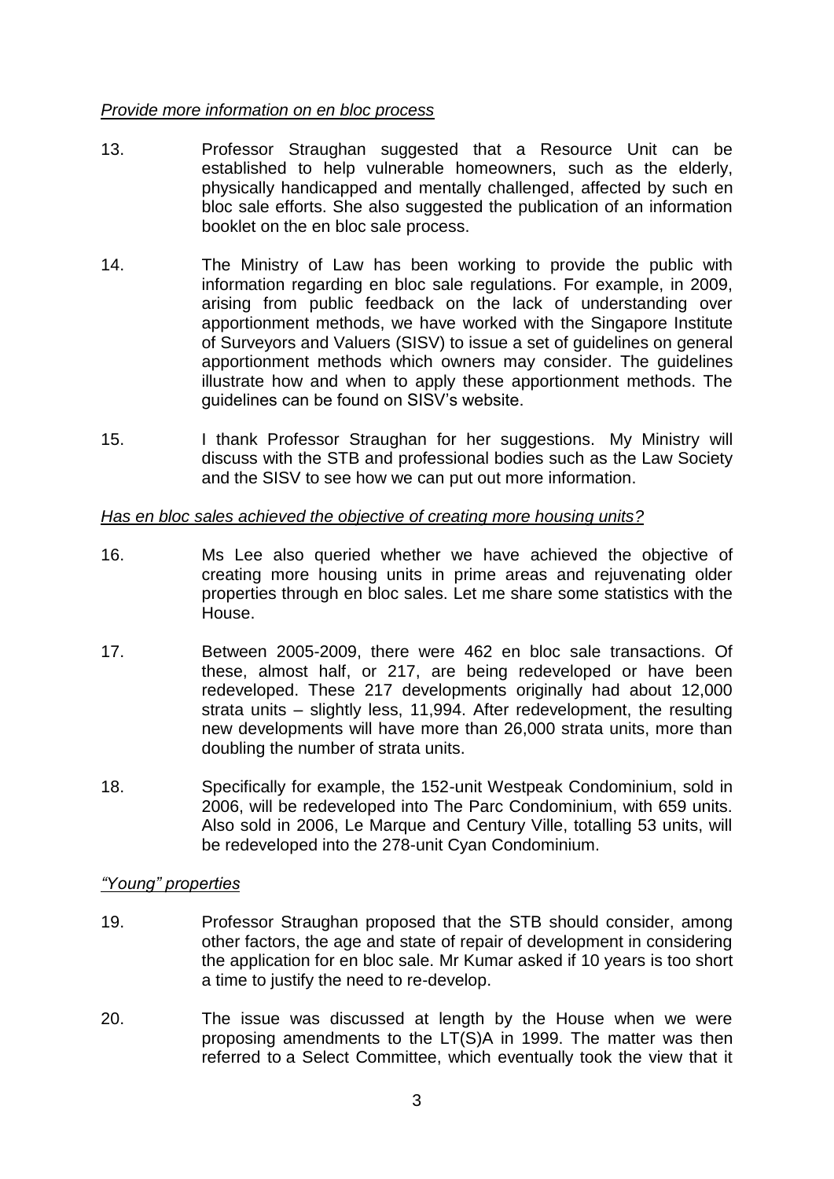*Provide more information on en bloc process*

13. Professor Straughan suggested that a Resource Unit can be established to help vulnerable homeowners, such as the elderly, physically handicapped and mentally challenged, affected by such en bloc sale efforts. She also suggested the publication of an information booklet on the en bloc sale process.

14. The Ministry of Law has been working to provide the public with information regarding en bloc sale regulations. For example, in 2009, arising from public feedback on the lack of understanding over apportionment methods, we have worked with the Singapore Institute of Surveyors and Valuers (SISV) to issue a set of guidelines on general apportionment methods which owners may consider. The guidelines illustrate how and when to apply these apportionment methods. The guidelines can be found on SISV's website.

15. I thank Professor Straughan for her suggestions. My Ministry will discuss with the STB and professional bodies such as the Law Society and the SISV to see how we can put out more information.

*Has en bloc sales achieved the objective of creating more housing units?*

16. Ms Lee also queried whether we have achieved the objective of creating more housing units in prime areas and rejuvenating older properties through en bloc sales. Let me share some statistics with the House.

17. Between 2005-2009, there were 462 en bloc sale transactions. Of these, almost half, or 217, are being redeveloped or have been redeveloped. These 217 developments originally had about 12,000 strata units – slightly less, 11,994. After redevelopment, the resulting new developments will have more than 26,000 strata units, more than doubling the number of strata units.

18. Specifically for example, the 152-unit Westpeak Condominium, sold in 2006, will be redeveloped into The Parc Condominium, with 659 units. Also sold in 2006, Le Marque and Century Ville, totalling 53 units, will be redeveloped into the 278-unit Cyan Condominium.

*"Young" properties*

19. Professor Straughan proposed that the STB should consider, among other factors, the age and state of repair of development in considering the application for en bloc sale. Mr Kumar asked if 10 years is too short a time to justify the need to re-develop.

20. The issue was discussed at length by the House when we were proposing amendments to the LT(S)A in 1999. The matter was then referred to a Select Committee, which eventually took the view that it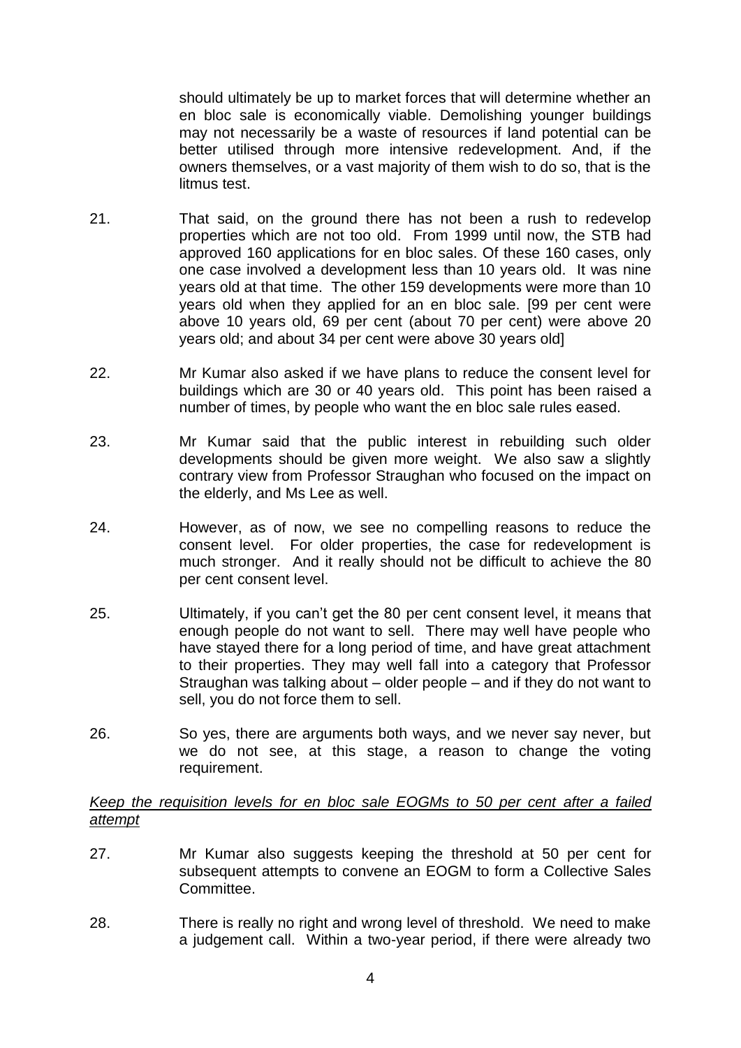should ultimately be up to market forces that will determine whether an en bloc sale is economically viable. Demolishing younger buildings may not necessarily be a waste of resources if land potential can be better utilised through more intensive redevelopment. And, if the owners themselves, or a vast majority of them wish to do so, that is the litmus test.

21. That said, on the ground there has not been a rush to redevelop properties which are not too old. From 1999 until now, the STB had approved 160 applications for en bloc sales. Of these 160 cases, only one case involved a development less than 10 years old. It was nine years old at that time. The other 159 developments were more than 10 years old when they applied for an en bloc sale. [99 per cent were above 10 years old, 69 per cent (about 70 per cent) were above 20 years old; and about 34 per cent were above 30 years old]

22. Mr Kumar also asked if we have plans to reduce the consent level for buildings which are 30 or 40 years old. This point has been raised a number of times, by people who want the en bloc sale rules eased.

23. Mr Kumar said that the public interest in rebuilding such older developments should be given more weight. We also saw a slightly contrary view from Professor Straughan who focused on the impact on the elderly, and Ms Lee as well.

24. However, as of now, we see no compelling reasons to reduce the consent level. For older properties, the case for redevelopment is much stronger. And it really should not be difficult to achieve the 80 per cent consent level.

25. Ultimately, if you can't get the 80 per cent consent level, it means that enough people do not want to sell. There may well have people who have stayed there for a long period of time, and have great attachment to their properties. They may well fall into a category that Professor Straughan was talking about – older people – and if they do not want to sell, you do not force them to sell.

26. So yes, there are arguments both ways, and we never say never, but we do not see, at this stage, a reason to change the voting requirement.

*<u>Keep the requisition levels for en bloc sale EOGMs to 50 per cent after a failed attempt</u>*

27. Mr Kumar also suggests keeping the threshold at 50 per cent for subsequent attempts to convene an EOGM to form a Collective Sales Committee.

28. There is really no right and wrong level of threshold. We need to make a judgement call. Within a two-year period, if there were already two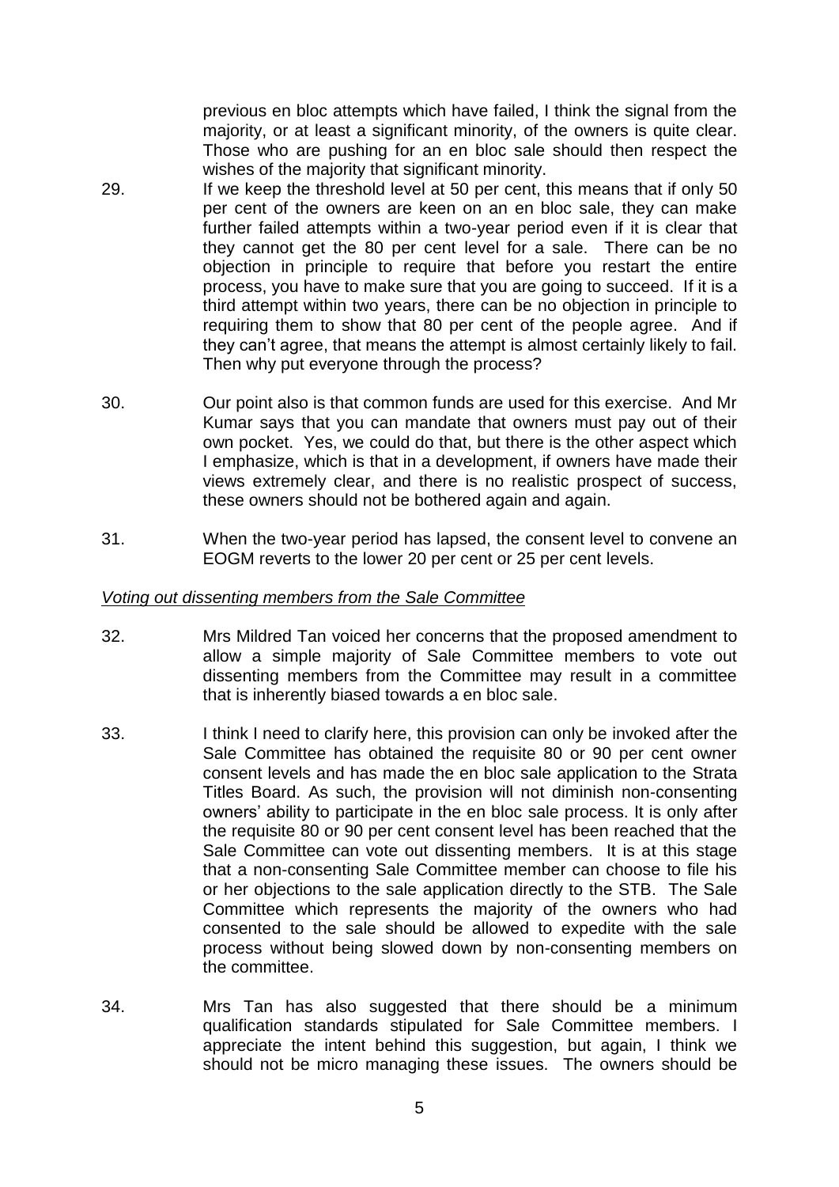previous en bloc attempts which have failed, I think the signal from the majority, or at least a significant minority, of the owners is quite clear. Those who are pushing for an en bloc sale should then respect the wishes of the majority that significant minority.

29. If we keep the threshold level at 50 per cent, this means that if only 50 per cent of the owners are keen on an en bloc sale, they can make further failed attempts within a two-year period even if it is clear that they cannot get the 80 per cent level for a sale. There can be no objection in principle to require that before you restart the entire process, you have to make sure that you are going to succeed. If it is a third attempt within two years, there can be no objection in principle to requiring them to show that 80 per cent of the people agree. And if they can't agree, that means the attempt is almost certainly likely to fail. Then why put everyone through the process?

30. Our point also is that common funds are used for this exercise. And Mr Kumar says that you can mandate that owners must pay out of their own pocket. Yes, we could do that, but there is the other aspect which I emphasize, which is that in a development, if owners have made their views extremely clear, and there is no realistic prospect of success, these owners should not be bothered again and again.

31. When the two-year period has lapsed, the consent level to convene an EOGM reverts to the lower 20 per cent or 25 per cent levels.

*Voting out dissenting members from the Sale Committee*

32. Mrs Mildred Tan voiced her concerns that the proposed amendment to allow a simple majority of Sale Committee members to vote out dissenting members from the Committee may result in a committee that is inherently biased towards a en bloc sale.

33. I think I need to clarify here, this provision can only be invoked after the Sale Committee has obtained the requisite 80 or 90 per cent owner consent levels and has made the en bloc sale application to the Strata Titles Board. As such, the provision will not diminish non-consenting owners' ability to participate in the en bloc sale process. It is only after the requisite 80 or 90 per cent consent level has been reached that the Sale Committee can vote out dissenting members. It is at this stage that a non-consenting Sale Committee member can choose to file his or her objections to the sale application directly to the STB. The Sale Committee which represents the majority of the owners who had consented to the sale should be allowed to expedite with the sale process without being slowed down by non-consenting members on the committee.

34. Mrs Tan has also suggested that there should be a minimum qualification standards stipulated for Sale Committee members. I appreciate the intent behind this suggestion, but again, I think we should not be micro managing these issues. The owners should be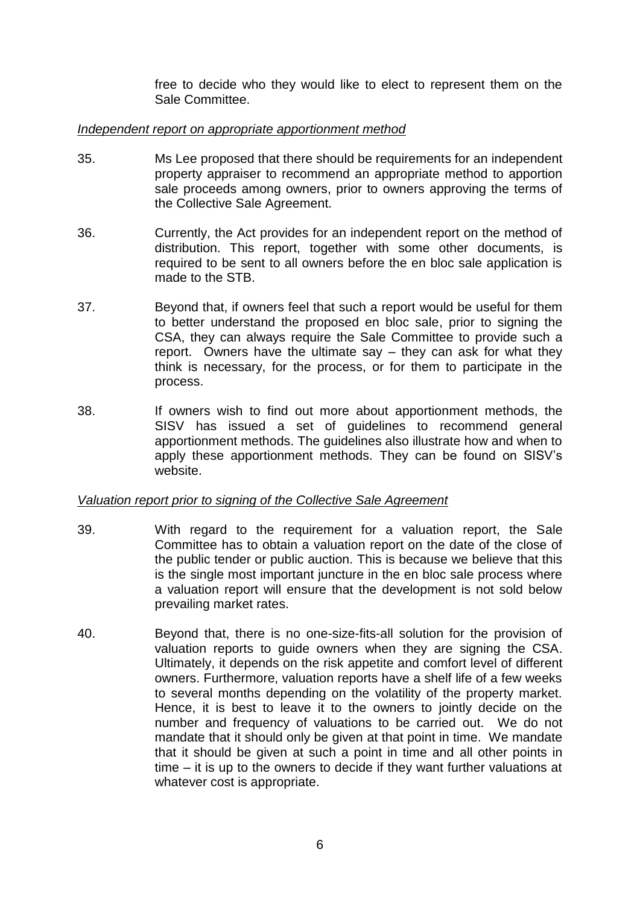free to decide who they would like to elect to represent them on the Sale Committee.

*Independent report on appropriate apportionment method*

35. Ms Lee proposed that there should be requirements for an independent property appraiser to recommend an appropriate method to apportion sale proceeds among owners, prior to owners approving the terms of the Collective Sale Agreement.

36. Currently, the Act provides for an independent report on the method of distribution. This report, together with some other documents, is required to be sent to all owners before the en bloc sale application is made to the STB.

37. Beyond that, if owners feel that such a report would be useful for them to better understand the proposed en bloc sale, prior to signing the CSA, they can always require the Sale Committee to provide such a report. Owners have the ultimate say – they can ask for what they think is necessary, for the process, or for them to participate in the process.

38. If owners wish to find out more about apportionment methods, the SISV has issued a set of guidelines to recommend general apportionment methods. The guidelines also illustrate how and when to apply these apportionment methods. They can be found on SISV's website.

*Valuation report prior to signing of the Collective Sale Agreement*

39. With regard to the requirement for a valuation report, the Sale Committee has to obtain a valuation report on the date of the close of the public tender or public auction. This is because we believe that this is the single most important juncture in the en bloc sale process where a valuation report will ensure that the development is not sold below prevailing market rates.

40. Beyond that, there is no one-size-fits-all solution for the provision of valuation reports to guide owners when they are signing the CSA. Ultimately, it depends on the risk appetite and comfort level of different owners. Furthermore, valuation reports have a shelf life of a few weeks to several months depending on the volatility of the property market. Hence, it is best to leave it to the owners to jointly decide on the number and frequency of valuations to be carried out. We do not mandate that it should only be given at that point in time. We mandate that it should be given at such a point in time and all other points in time – it is up to the owners to decide if they want further valuations at whatever cost is appropriate.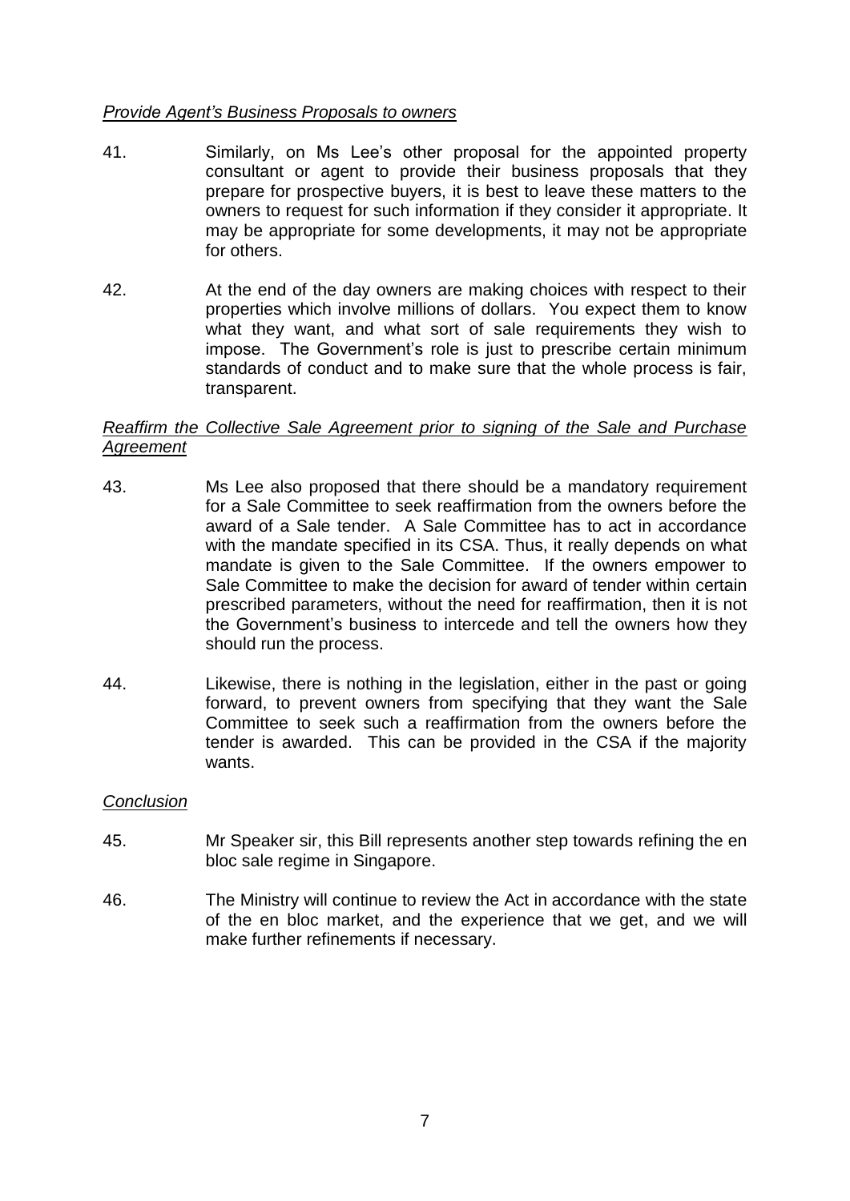*Provide Agent's Business Proposals to owners*

41. Similarly, on Ms Lee's other proposal for the appointed property consultant or agent to provide their business proposals that they prepare for prospective buyers, it is best to leave these matters to the owners to request for such information if they consider it appropriate. It may be appropriate for some developments, it may not be appropriate for others.

42. At the end of the day owners are making choices with respect to their properties which involve millions of dollars. You expect them to know what they want, and what sort of sale requirements they wish to impose. The Government's role is just to prescribe certain minimum standards of conduct and to make sure that the whole process is fair, transparent.

*Reaffirm the Collective Sale Agreement prior to signing of the Sale and Purchase Agreement*

43. Ms Lee also proposed that there should be a mandatory requirement for a Sale Committee to seek reaffirmation from the owners before the award of a Sale tender. A Sale Committee has to act in accordance with the mandate specified in its CSA. Thus, it really depends on what mandate is given to the Sale Committee. If the owners empower to Sale Committee to make the decision for award of tender within certain prescribed parameters, without the need for reaffirmation, then it is not the Government's business to intercede and tell the owners how they should run the process.

44. Likewise, there is nothing in the legislation, either in the past or going forward, to prevent owners from specifying that they want the Sale Committee to seek such a reaffirmation from the owners before the tender is awarded. This can be provided in the CSA if the majority wants.

*Conclusion*

45. Mr Speaker sir, this Bill represents another step towards refining the en bloc sale regime in Singapore.

46. The Ministry will continue to review the Act in accordance with the state of the en bloc market, and the experience that we get, and we will make further refinements if necessary.